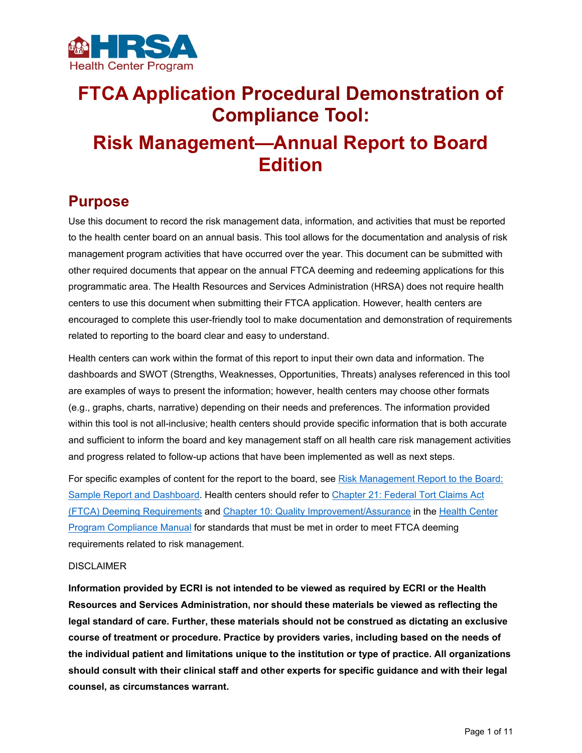HRSA Health Center Program

# FTCA Application Procedural Demonstration of Compliance Tool:

# Risk Management—Annual Report to Board Edition

## Purpose

Use this document to record the risk management data, information, and activities that must be reported to the health center board on an annual basis. This tool allows for the documentation and analysis of risk management program activities that have occurred over the year. This document can be submitted with other required documents that appear on the annual FTCA deeming and redeeming applications for this programmatic area. The Health Resources and Services Administration (HRSA) does not require health centers to use this document when submitting their FTCA application. However, health centers are encouraged to complete this user-friendly tool to make documentation and demonstration of requirements related to reporting to the board clear and easy to understand.

Health centers can work within the format of this report to input their own data and information. The dashboards and SWOT (Strengths, Weaknesses, Opportunities, Threats) analyses referenced in this tool are examples of ways to present the information; however, health centers may choose other formats (e.g., graphs, charts, narrative) depending on their needs and preferences. The information provided within this tool is not all-inclusive; health centers should provide specific information that is both accurate and sufficient to inform the board and key management staff on all health care risk management activities and progress related to follow-up actions that have been implemented as well as next steps.

For specific examples of content for the report to the board, see [Risk Management Report to the Board: Sample Report and Dashboard](). Health centers should refer to [Chapter 21: Federal Tort Claims Act (FTCA) Deeming Requirements]() and [Chapter 10: Quality Improvement/Assurance]() in the [Health Center Program Compliance Manual]() for standards that must be met in order to meet FTCA deeming requirements related to risk management.

DISCLAIMER

**Information provided by ECRI is not intended to be viewed as required by ECRI or the Health Resources and Services Administration, nor should these materials be viewed as reflecting the legal standard of care. Further, these materials should not be construed as dictating an exclusive course of treatment or procedure. Practice by providers varies, including based on the needs of the individual patient and limitations unique to the institution or type of practice. All organizations should consult with their clinical staff and other experts for specific guidance and with their legal counsel, as circumstances warrant.**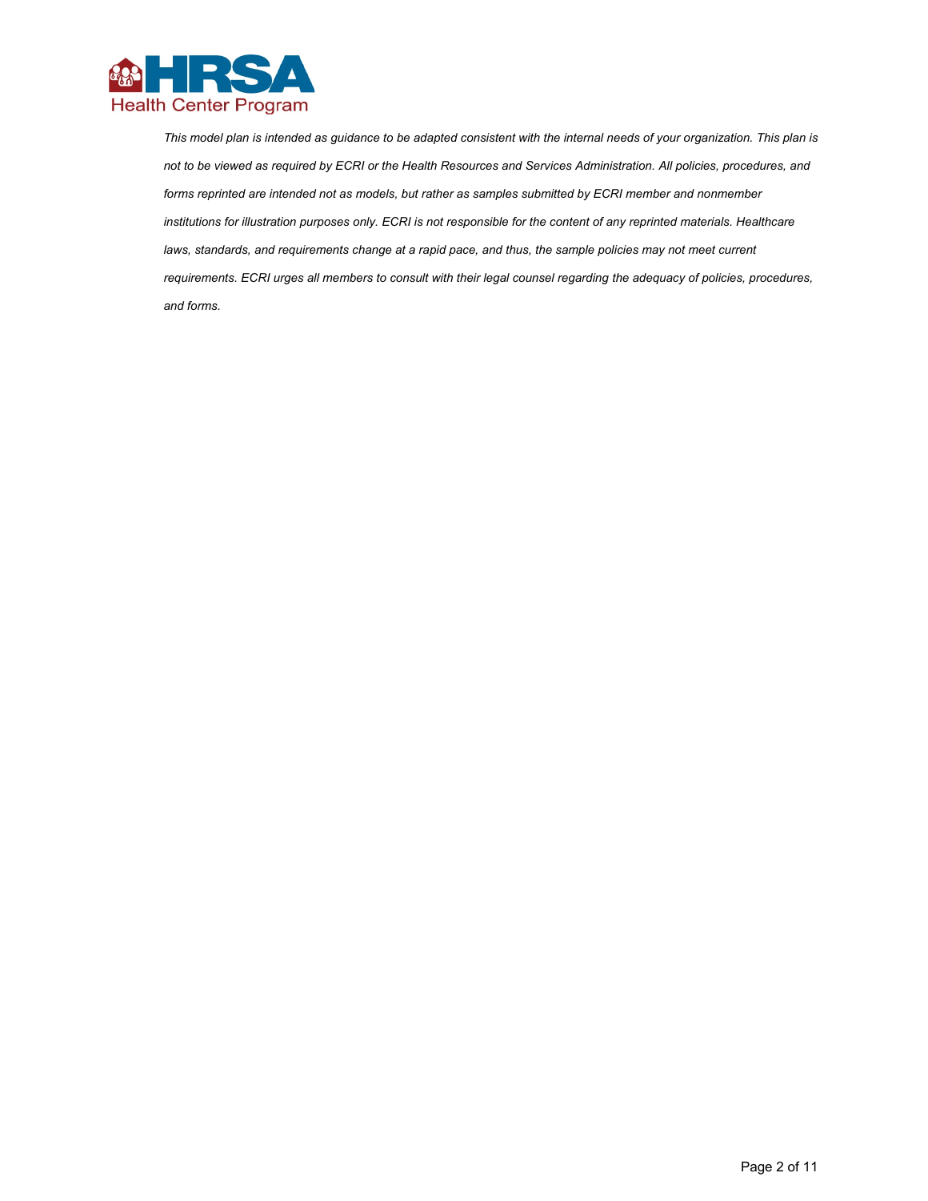*This model plan is intended as guidance to be adapted consistent with the internal needs of your organization. This plan is not to be viewed as required by ECRI or the Health Resources and Services Administration. All policies, procedures, and forms reprinted are intended not as models, but rather as samples submitted by ECRI member and nonmember institutions for illustration purposes only. ECRI is not responsible for the content of any reprinted materials. Healthcare laws, standards, and requirements change at a rapid pace, and thus, the sample policies may not meet current requirements. ECRI urges all members to consult with their legal counsel regarding the adequacy of policies, procedures, and forms.*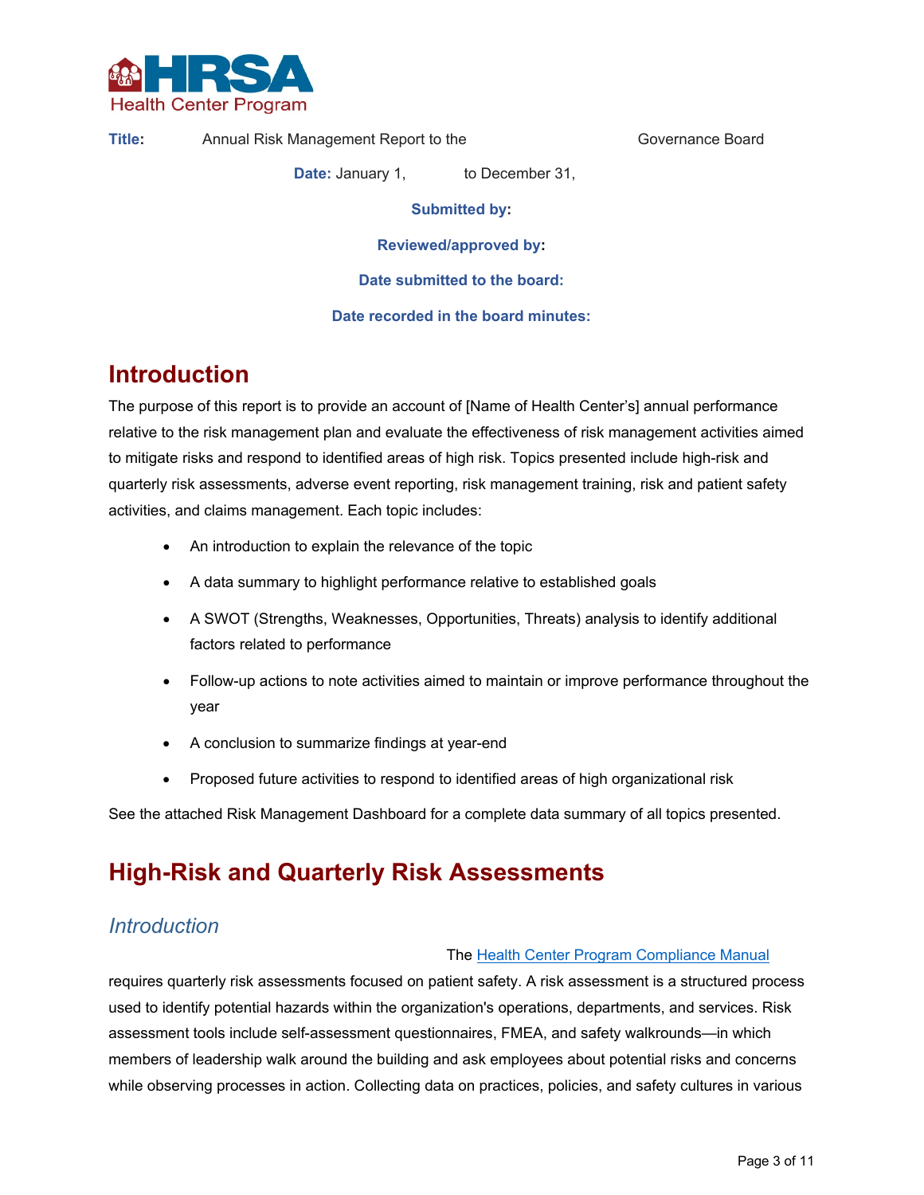**Title:** Annual Risk Management Report to the Governance Board

**Date:** January 1, to December 31,

**Submitted by:**

**Reviewed/approved by:**

**Date submitted to the board:**

**Date recorded in the board minutes:**

# Introduction

The purpose of this report is to provide an account of [Name of Health Center's] annual performance relative to the risk management plan and evaluate the effectiveness of risk management activities aimed to mitigate risks and respond to identified areas of high risk. Topics presented include high-risk and quarterly risk assessments, adverse event reporting, risk management training, risk and patient safety activities, and claims management. Each topic includes:

- An introduction to explain the relevance of the topic
- A data summary to highlight performance relative to established goals
- A SWOT (Strengths, Weaknesses, Opportunities, Threats) analysis to identify additional factors related to performance
- Follow-up actions to note activities aimed to maintain or improve performance throughout the year
- A conclusion to summarize findings at year-end
- Proposed future activities to respond to identified areas of high organizational risk

See the attached Risk Management Dashboard for a complete data summary of all topics presented.

# High-Risk and Quarterly Risk Assessments

## *Introduction*

The [Health Center Program Compliance Manual](https://bphc.hrsa.gov/compliance/compliance-manual) requires quarterly risk assessments focused on patient safety. A risk assessment is a structured process used to identify potential hazards within the organization's operations, departments, and services. Risk assessment tools include self-assessment questionnaires, FMEA, and safety walkrounds—in which members of leadership walk around the building and ask employees about potential risks and concerns while observing processes in action. Collecting data on practices, policies, and safety cultures in various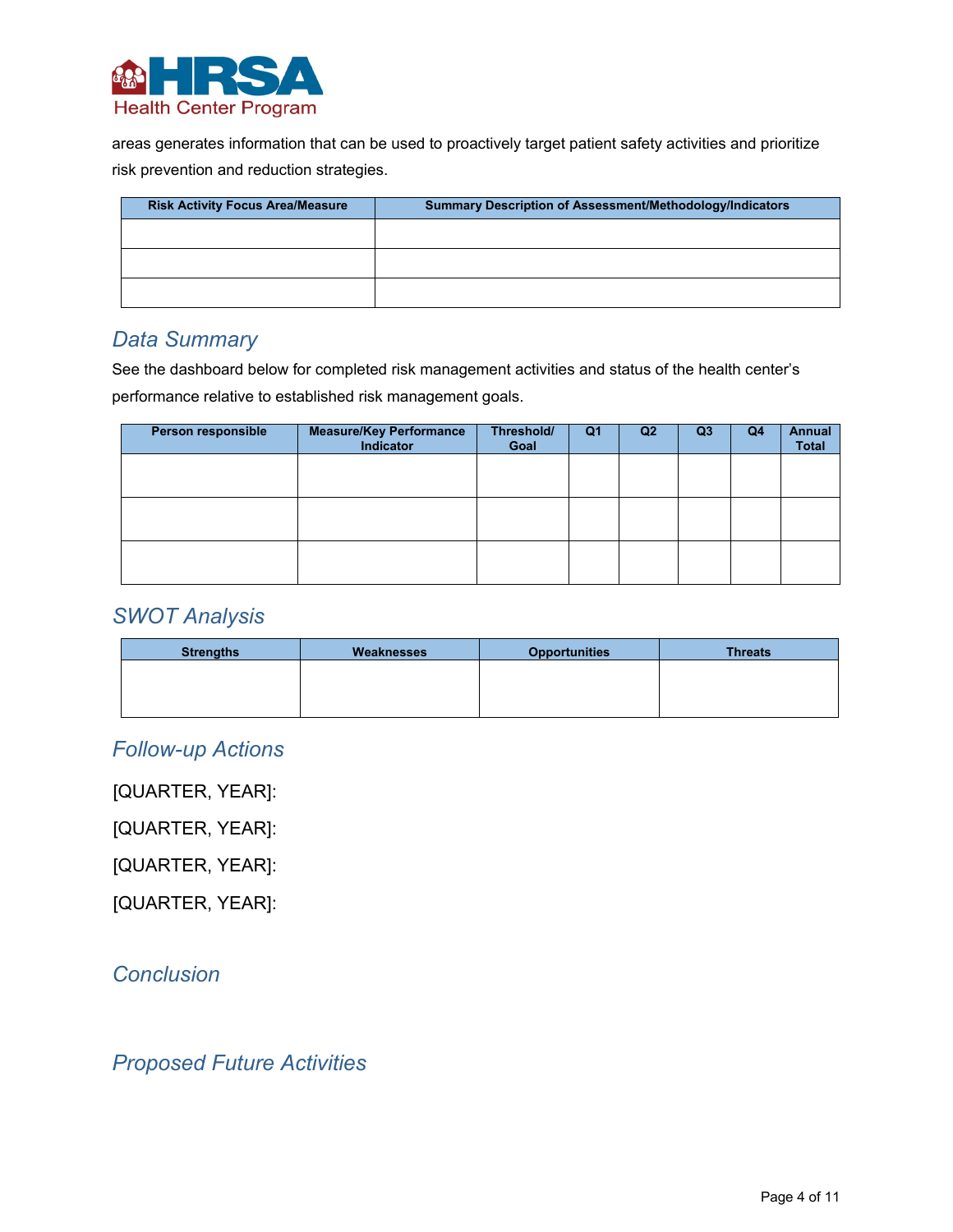areas generates information that can be used to proactively target patient safety activities and prioritize risk prevention and reduction strategies.

| Risk Activity Focus Area/Measure | Summary Description of Assessment/Methodology/Indicators |
|---|---|
| | |
| | |
| | |

## Data Summary

See the dashboard below for completed risk management activities and status of the health center's performance relative to established risk management goals.

| Person responsible | Measure/Key Performance Indicator | Threshold/ Goal | Q1 | Q2 | Q3 | Q4 | Annual Total |
|---|---|---|---|---|---|---|---|
| | | | | | | | |
| | | | | | | | |
| | | | | | | | |

## SWOT Analysis

| Strengths | Weaknesses | Opportunities | Threats |
|---|---|---|---|
| | | | |

## Follow-up Actions

[QUARTER, YEAR]:

[QUARTER, YEAR]:

[QUARTER, YEAR]:

[QUARTER, YEAR]:

## Conclusion

## Proposed Future Activities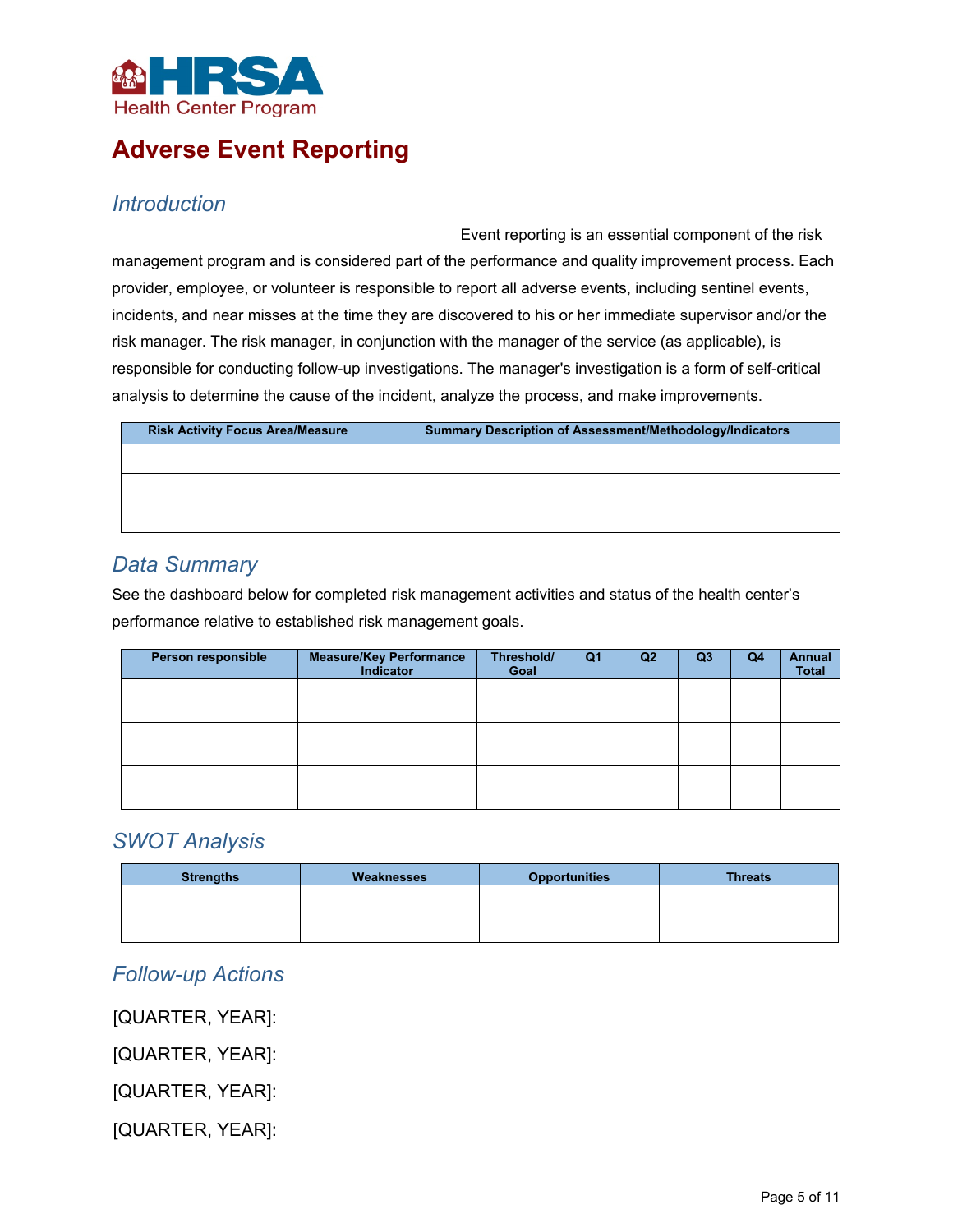# Adverse Event Reporting

## Introduction

Event reporting is an essential component of the risk management program and is considered part of the performance and quality improvement process. Each provider, employee, or volunteer is responsible to report all adverse events, including sentinel events, incidents, and near misses at the time they are discovered to his or her immediate supervisor and/or the risk manager. The risk manager, in conjunction with the manager of the service (as applicable), is responsible for conducting follow-up investigations. The manager's investigation is a form of self-critical analysis to determine the cause of the incident, analyze the process, and make improvements.

| Risk Activity Focus Area/Measure | Summary Description of Assessment/Methodology/Indicators |
|---|---|
| | |
| | |
| | |

## Data Summary

See the dashboard below for completed risk management activities and status of the health center's performance relative to established risk management goals.

| Person responsible | Measure/Key Performance Indicator | Threshold/ Goal | Q1 | Q2 | Q3 | Q4 | Annual Total |
|---|---|---|---|---|---|---|---|
| | | | | | | | |
| | | | | | | | |
| | | | | | | | |

## SWOT Analysis

| Strengths | Weaknesses | Opportunities | Threats |
|---|---|---|---|
| | | | |

## Follow-up Actions

[QUARTER, YEAR]:

[QUARTER, YEAR]:

[QUARTER, YEAR]:

[QUARTER, YEAR]: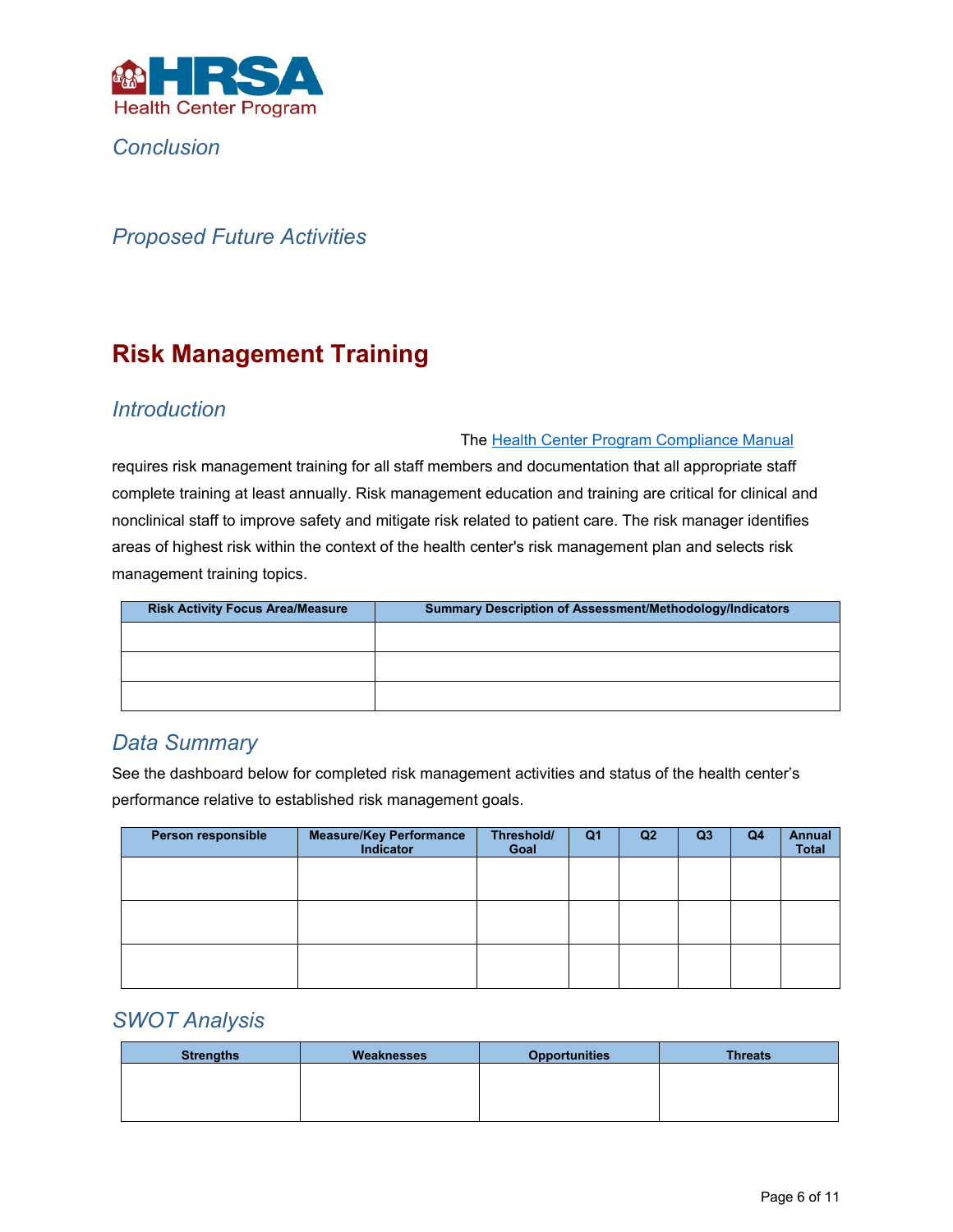### *Conclusion*

### *Proposed Future Activities*

## Risk Management Training

### *Introduction*

The Health Center Program Compliance Manual requires risk management training for all staff members and documentation that all appropriate staff complete training at least annually. Risk management education and training are critical for clinical and nonclinical staff to improve safety and mitigate risk related to patient care. The risk manager identifies areas of highest risk within the context of the health center's risk management plan and selects risk management training topics.

| Risk Activity Focus Area/Measure | Summary Description of Assessment/Methodology/Indicators |
|---|---|
| | |
| | |
| | |

### *Data Summary*

See the dashboard below for completed risk management activities and status of the health center's performance relative to established risk management goals.

| Person responsible | Measure/Key Performance Indicator | Threshold/ Goal | Q1 | Q2 | Q3 | Q4 | Annual Total |
|---|---|---|---|---|---|---|---|
| | | | | | | | |
| | | | | | | | |
| | | | | | | | |

### *SWOT Analysis*

| Strengths | Weaknesses | Opportunities | Threats |
|---|---|---|---|
| | | | |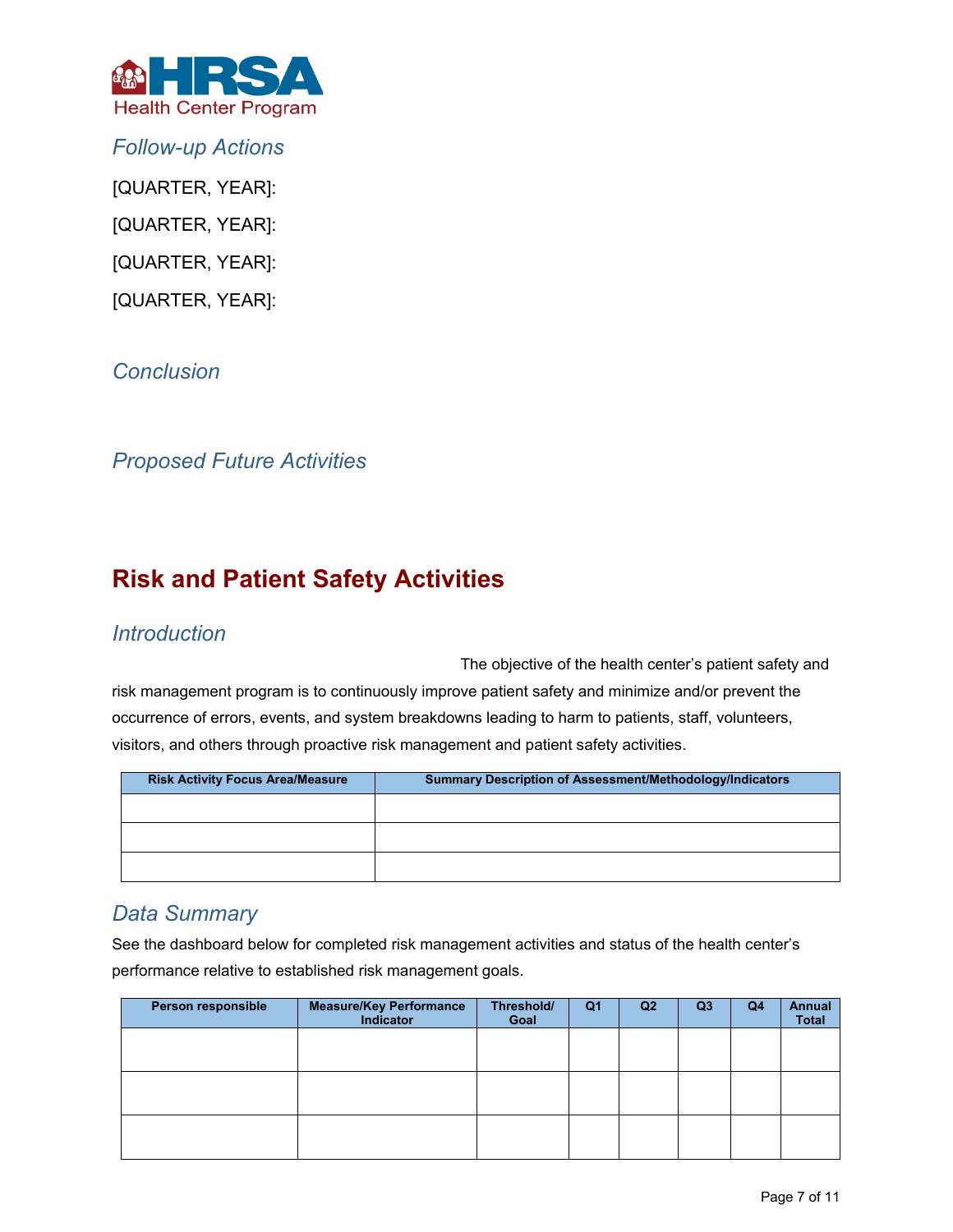### Follow-up Actions

[QUARTER, YEAR]:

[QUARTER, YEAR]:

[QUARTER, YEAR]:

[QUARTER, YEAR]:

### Conclusion

### Proposed Future Activities

## Risk and Patient Safety Activities

### Introduction

The objective of the health center's patient safety and risk management program is to continuously improve patient safety and minimize and/or prevent the occurrence of errors, events, and system breakdowns leading to harm to patients, staff, volunteers, visitors, and others through proactive risk management and patient safety activities.

| Risk Activity Focus Area/Measure | Summary Description of Assessment/Methodology/Indicators |
|---|---|
| | |
| | |
| | |

### Data Summary

See the dashboard below for completed risk management activities and status of the health center's performance relative to established risk management goals.

| Person responsible | Measure/Key Performance Indicator | Threshold/ Goal | Q1 | Q2 | Q3 | Q4 | Annual Total |
|---|---|---|---|---|---|---|---|
| | | | | | | | |
| | | | | | | | |
| | | | | | | | |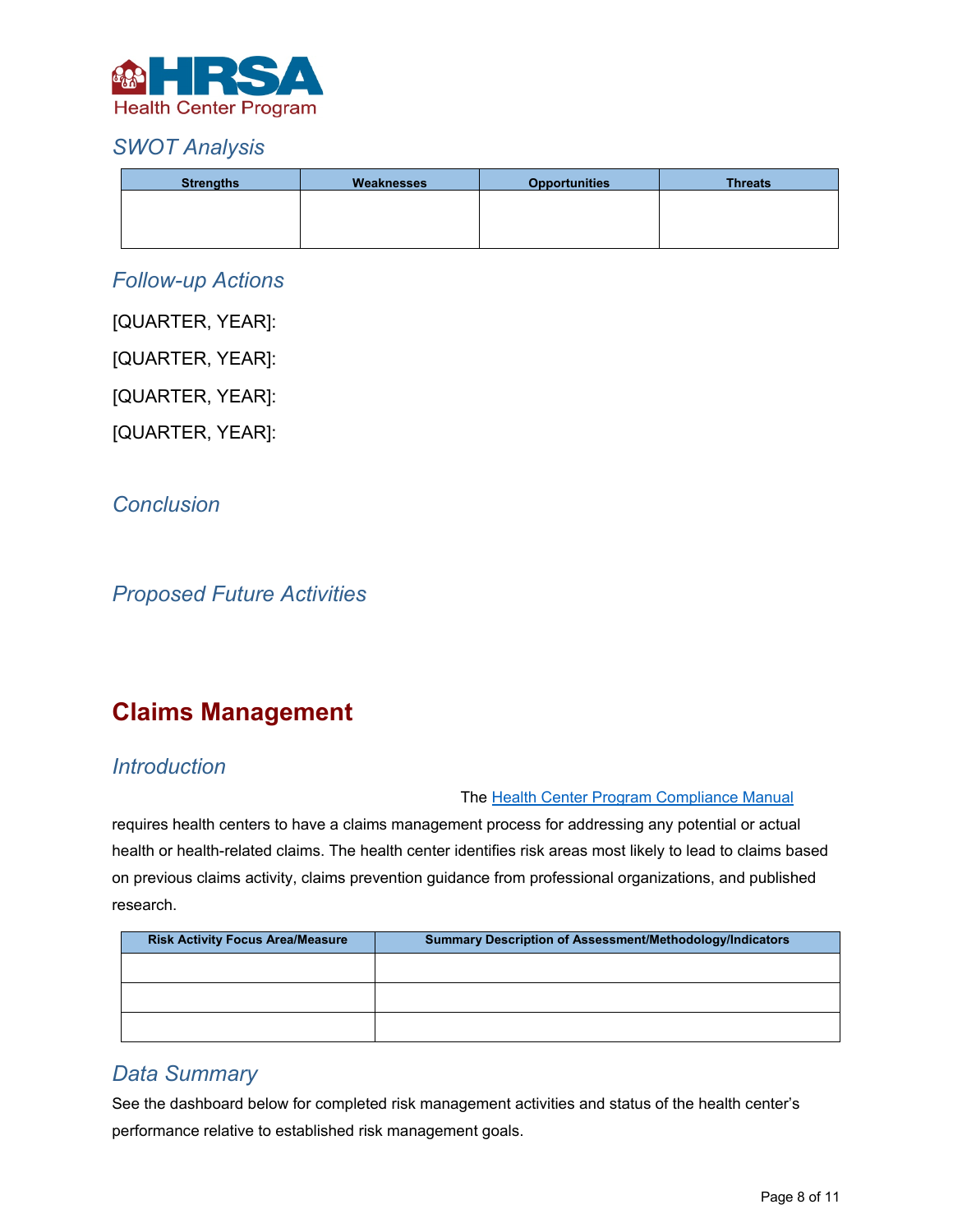### *SWOT Analysis*

| Strengths | Weaknesses | Opportunities | Threats |
|---|---|---|---|
| | | | |

### *Follow-up Actions*

[QUARTER, YEAR]:

[QUARTER, YEAR]:

[QUARTER, YEAR]:

[QUARTER, YEAR]:

### *Conclusion*

### *Proposed Future Activities*

## Claims Management

### *Introduction*

The [Health Center Program Compliance Manual](Health Center Program Compliance Manual) requires health centers to have a claims management process for addressing any potential or actual health or health-related claims. The health center identifies risk areas most likely to lead to claims based on previous claims activity, claims prevention guidance from professional organizations, and published research.

| Risk Activity Focus Area/Measure | Summary Description of Assessment/Methodology/Indicators |
|---|---|
| | |
| | |
| | |

### *Data Summary*

See the dashboard below for completed risk management activities and status of the health center's performance relative to established risk management goals.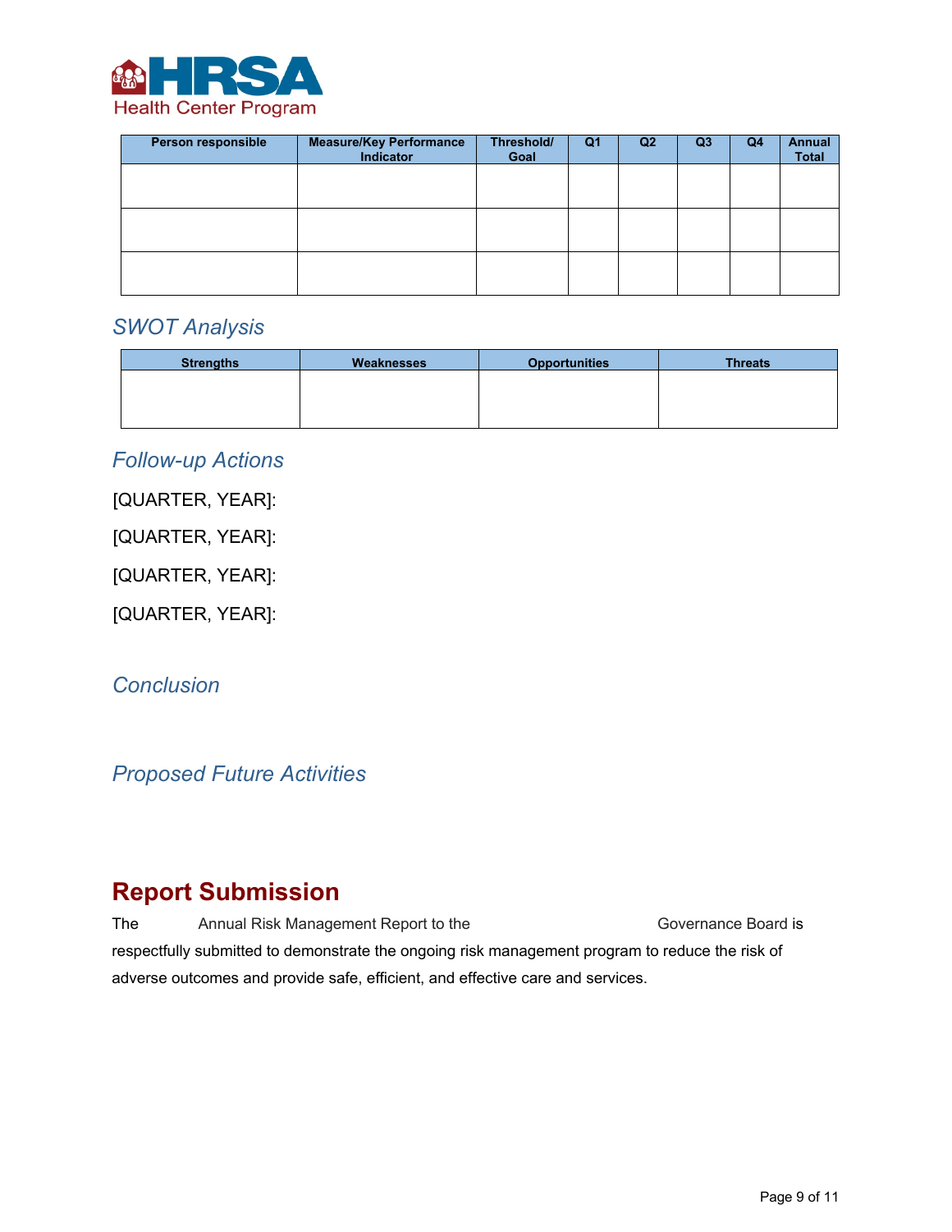| Person responsible | Measure/Key Performance Indicator | Threshold/ Goal | Q1 | Q2 | Q3 | Q4 | Annual Total |
|---|---|---|---|---|---|---|---|
| | | | | | | | |
| | | | | | | | |
| | | | | | | | |

## *SWOT Analysis*

| Strengths | Weaknesses | Opportunities | Threats |
|---|---|---|---|
| | | | |

## *Follow-up Actions*

[QUARTER, YEAR]:

[QUARTER, YEAR]:

[QUARTER, YEAR]:

[QUARTER, YEAR]:

## *Conclusion*

## *Proposed Future Activities*

# Report Submission

The Annual Risk Management Report to the Governance Board is respectfully submitted to demonstrate the ongoing risk management program to reduce the risk of adverse outcomes and provide safe, efficient, and effective care and services.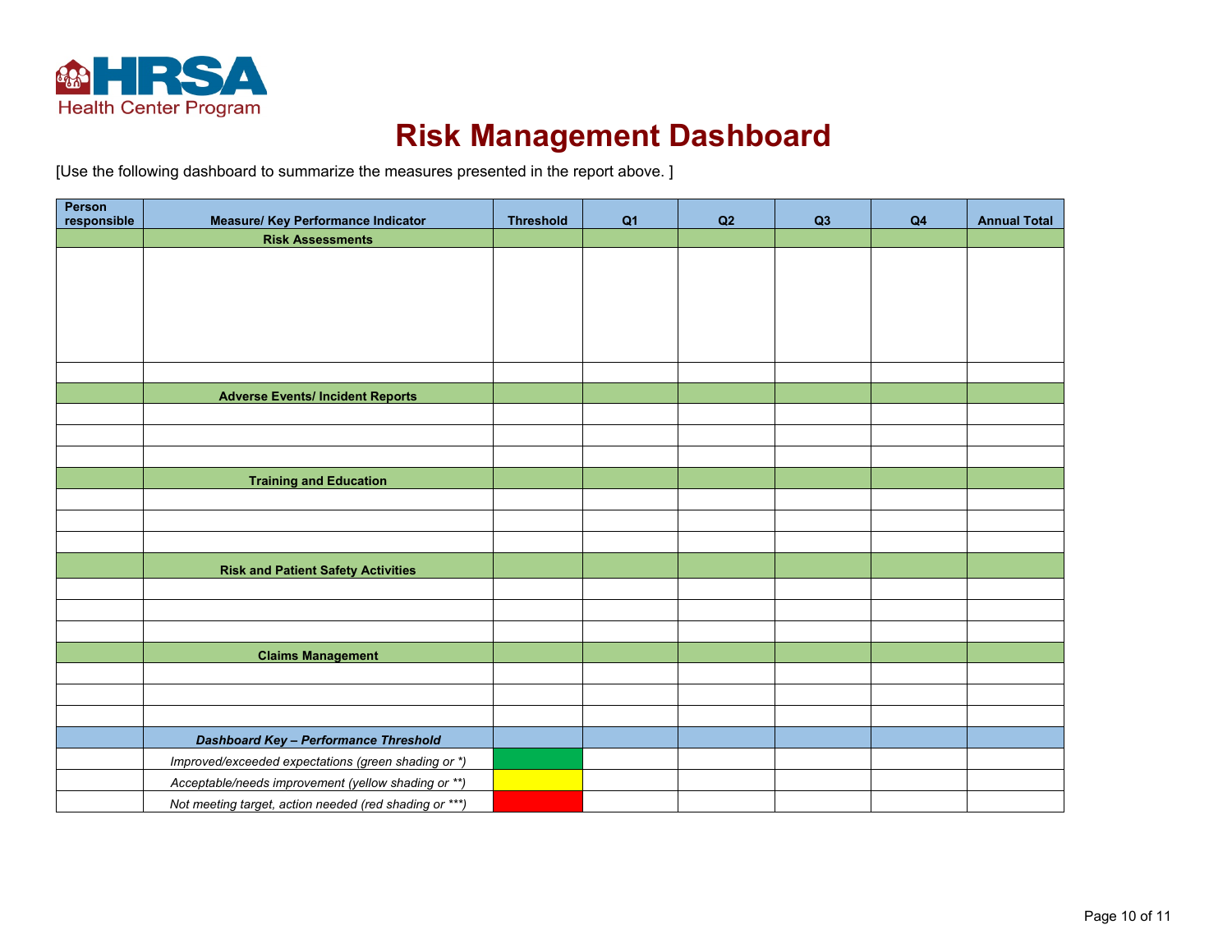HRSA Health Center Program

# Risk Management Dashboard

[Use the following dashboard to summarize the measures presented in the report above. ]

| Person responsible | Measure/ Key Performance Indicator | Threshold | Q1 | Q2 | Q3 | Q4 | Annual Total |
|---|---|---|---|---|---|---|---|
| | **Risk Assessments** | | | | | | |
| | | | | | | | |
| | | | | | | | |
| | **Adverse Events/ Incident Reports** | | | | | | |
| | | | | | | | |
| | | | | | | | |
| | | | | | | | |
| | **Training and Education** | | | | | | |
| | | | | | | | |
| | | | | | | | |
| | | | | | | | |
| | **Risk and Patient Safety Activities** | | | | | | |
| | | | | | | | |
| | | | | | | | |
| | | | | | | | |
| | **Claims Management** | | | | | | |
| | | | | | | | |
| | | | | | | | |
| | | | | | | | |
| | ***Dashboard Key – Performance Threshold*** | | | | | | |
| | *Improved/exceeded expectations (green shading or *)* | | | | | | |
| | *Acceptable/needs improvement (yellow shading or **)* | | | | | | |
| | *Not meeting target, action needed (red shading or ***)* | | | | | | |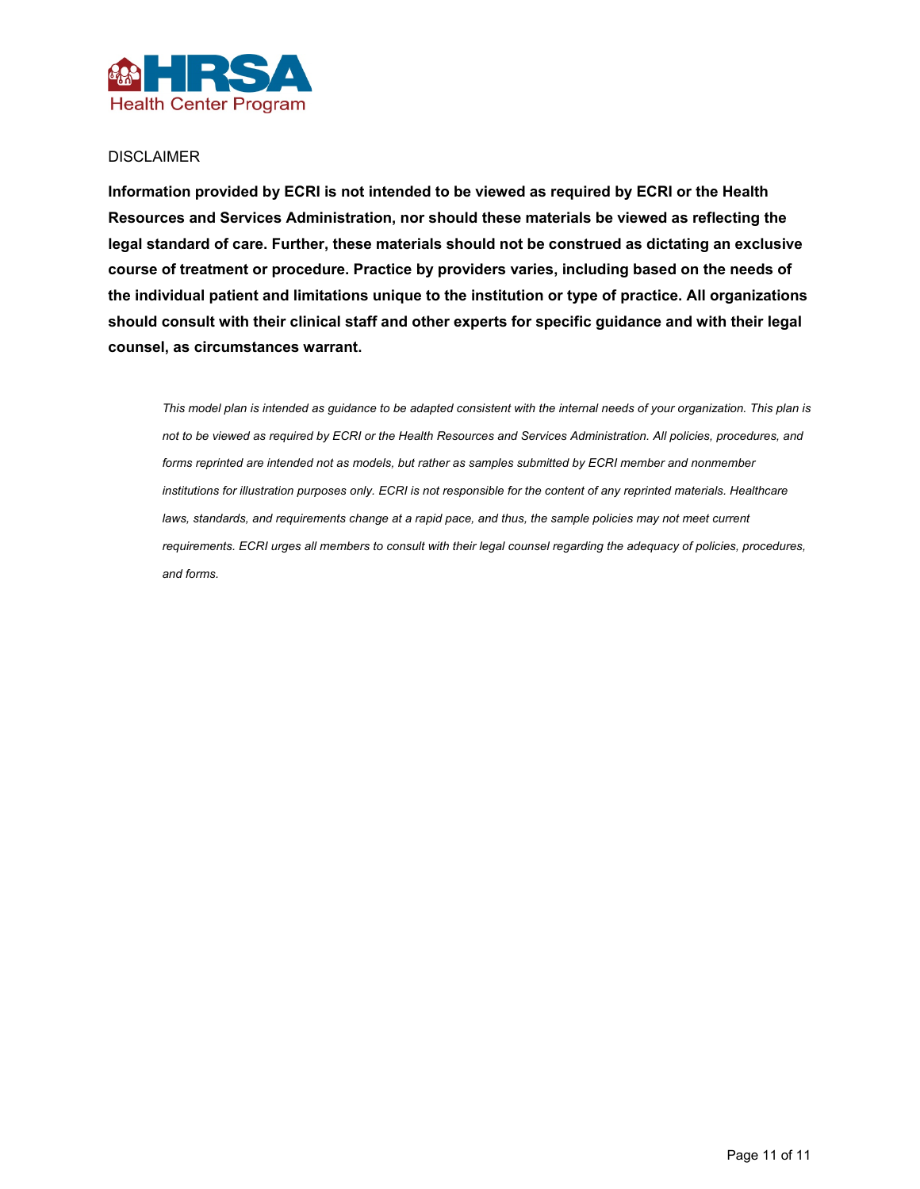DISCLAIMER

**Information provided by ECRI is not intended to be viewed as required by ECRI or the Health Resources and Services Administration, nor should these materials be viewed as reflecting the legal standard of care. Further, these materials should not be construed as dictating an exclusive course of treatment or procedure. Practice by providers varies, including based on the needs of the individual patient and limitations unique to the institution or type of practice. All organizations should consult with their clinical staff and other experts for specific guidance and with their legal counsel, as circumstances warrant.**

*This model plan is intended as guidance to be adapted consistent with the internal needs of your organization. This plan is not to be viewed as required by ECRI or the Health Resources and Services Administration. All policies, procedures, and forms reprinted are intended not as models, but rather as samples submitted by ECRI member and nonmember institutions for illustration purposes only. ECRI is not responsible for the content of any reprinted materials. Healthcare laws, standards, and requirements change at a rapid pace, and thus, the sample policies may not meet current requirements. ECRI urges all members to consult with their legal counsel regarding the adequacy of policies, procedures, and forms.*